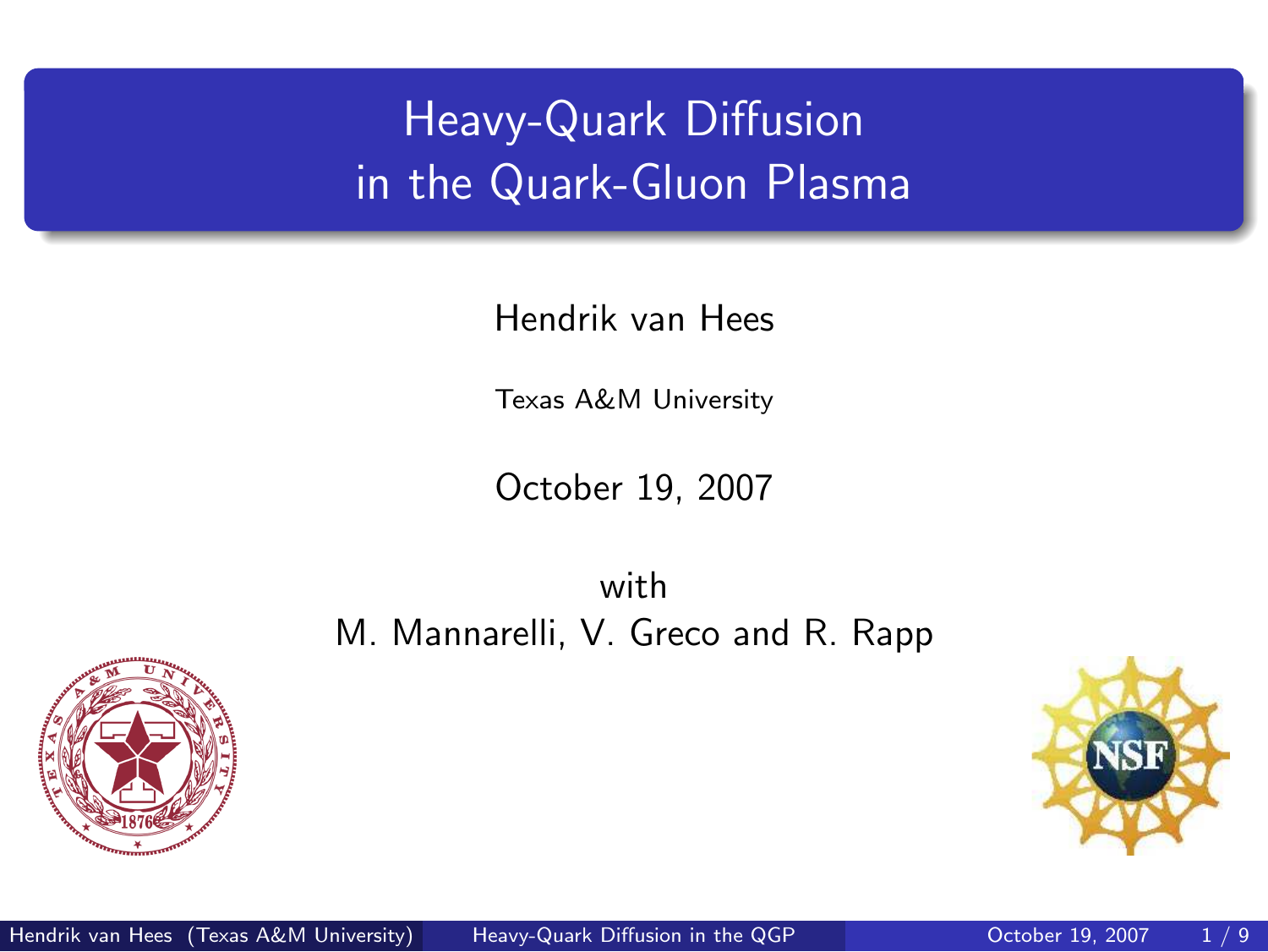# Heavy-Quark Diffusion in the Quark-Gluon Plasma

Hendrik van Hees

Texas A&M University

October 19, 2007

with
M. Mannarelli, V. Greco and R. Rapp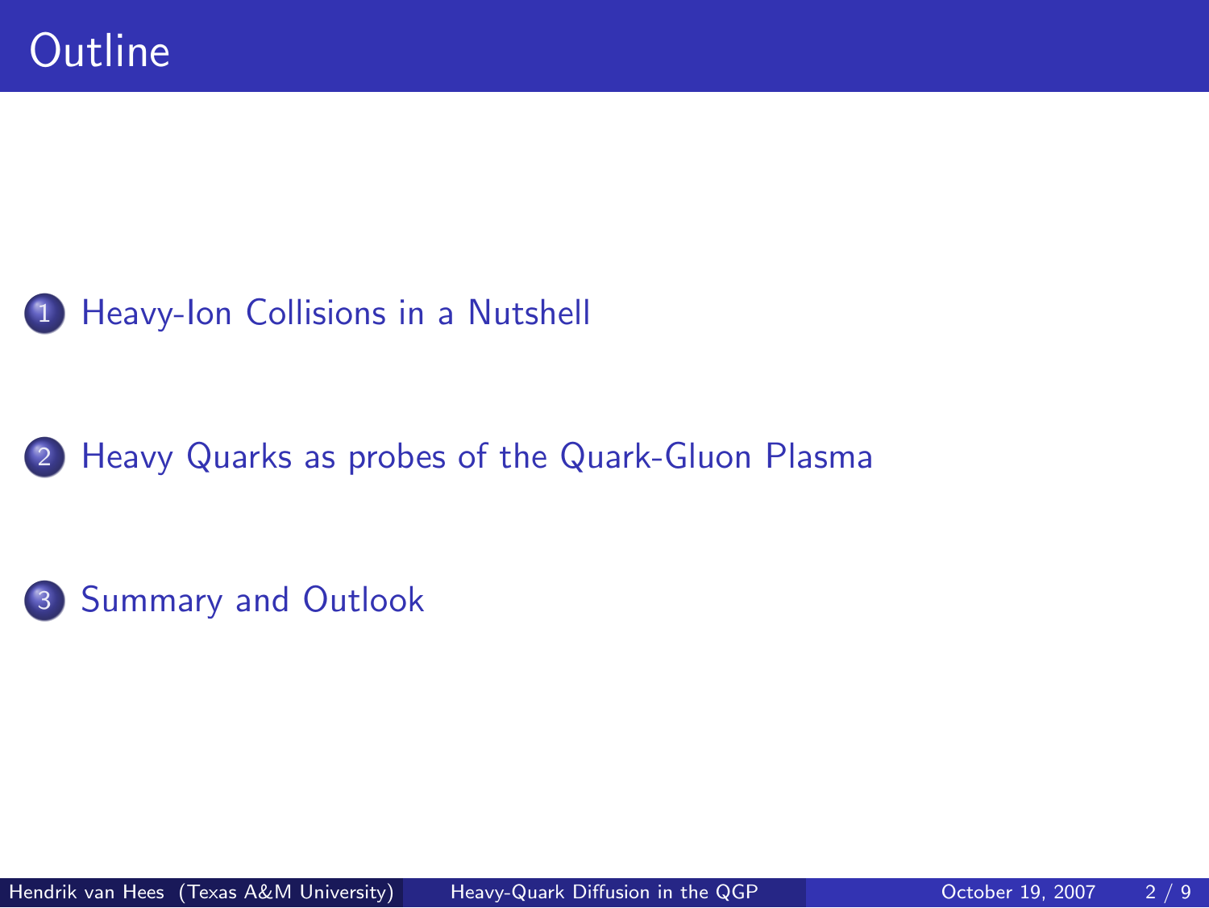# Outline

1. Heavy-Ion Collisions in a Nutshell
2. Heavy Quarks as probes of the Quark-Gluon Plasma
3. Summary and Outlook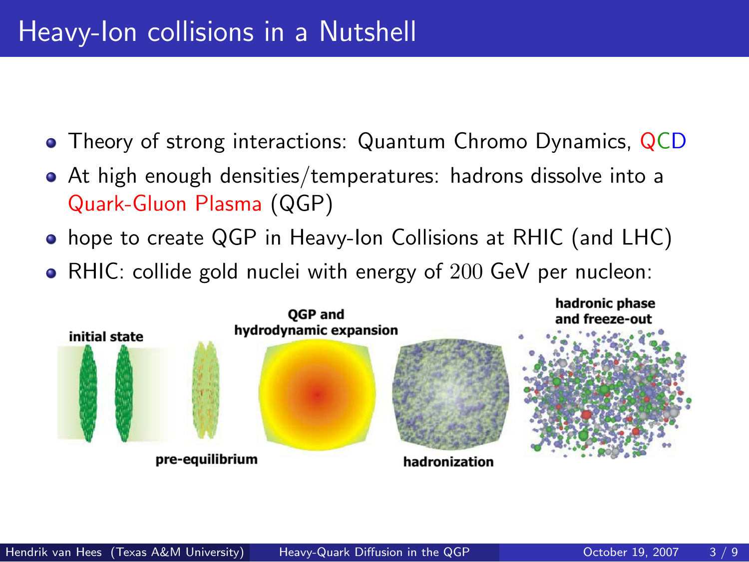# Heavy-Ion collisions in a Nutshell

- Theory of strong interactions: Quantum Chromo Dynamics, QCD
- At high enough densities/temperatures: hadrons dissolve into a Quark-Gluon Plasma (QGP)
- hope to create QGP in Heavy-Ion Collisions at RHIC (and LHC)
- RHIC: collide gold nuclei with energy of $200$ GeV per nucleon:

initial state — pre-equilibrium — QGP and hydrodynamic expansion — hadronization — hadronic phase and freeze-out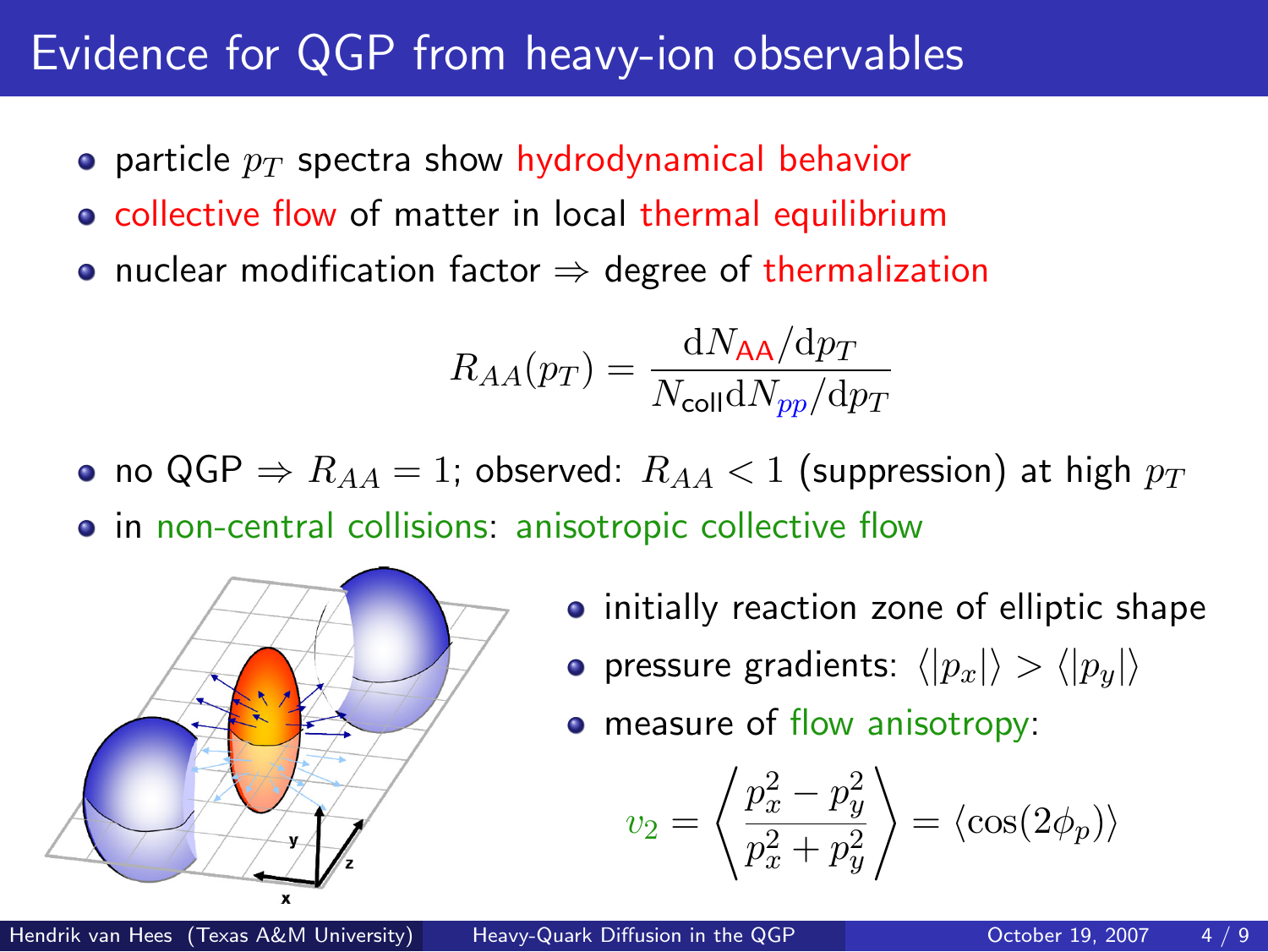# Evidence for QGP from heavy-ion observables

- particle $p_T$ spectra show hydrodynamical behavior
- collective flow of matter in local thermal equilibrium
- nuclear modification factor $\Rightarrow$ degree of thermalization

$$R_{AA}(p_T) = \frac{\mathrm{d}N_{\mathsf{AA}}/\mathrm{d}p_T}{N_{\mathsf{coll}}\mathrm{d}N_{pp}/\mathrm{d}p_T}$$

- no QGP $\Rightarrow R_{AA} = 1$; observed: $R_{AA} < 1$ (suppression) at high $p_T$
- in non-central collisions: anisotropic collective flow

- initially reaction zone of elliptic shape
- pressure gradients: $\langle |p_x| \rangle > \langle |p_y| \rangle$
- measure of flow anisotropy:

$$v_2 = \left\langle \frac{p_x^2 - p_y^2}{p_x^2 + p_y^2} \right\rangle = \langle \cos(2\phi_p) \rangle$$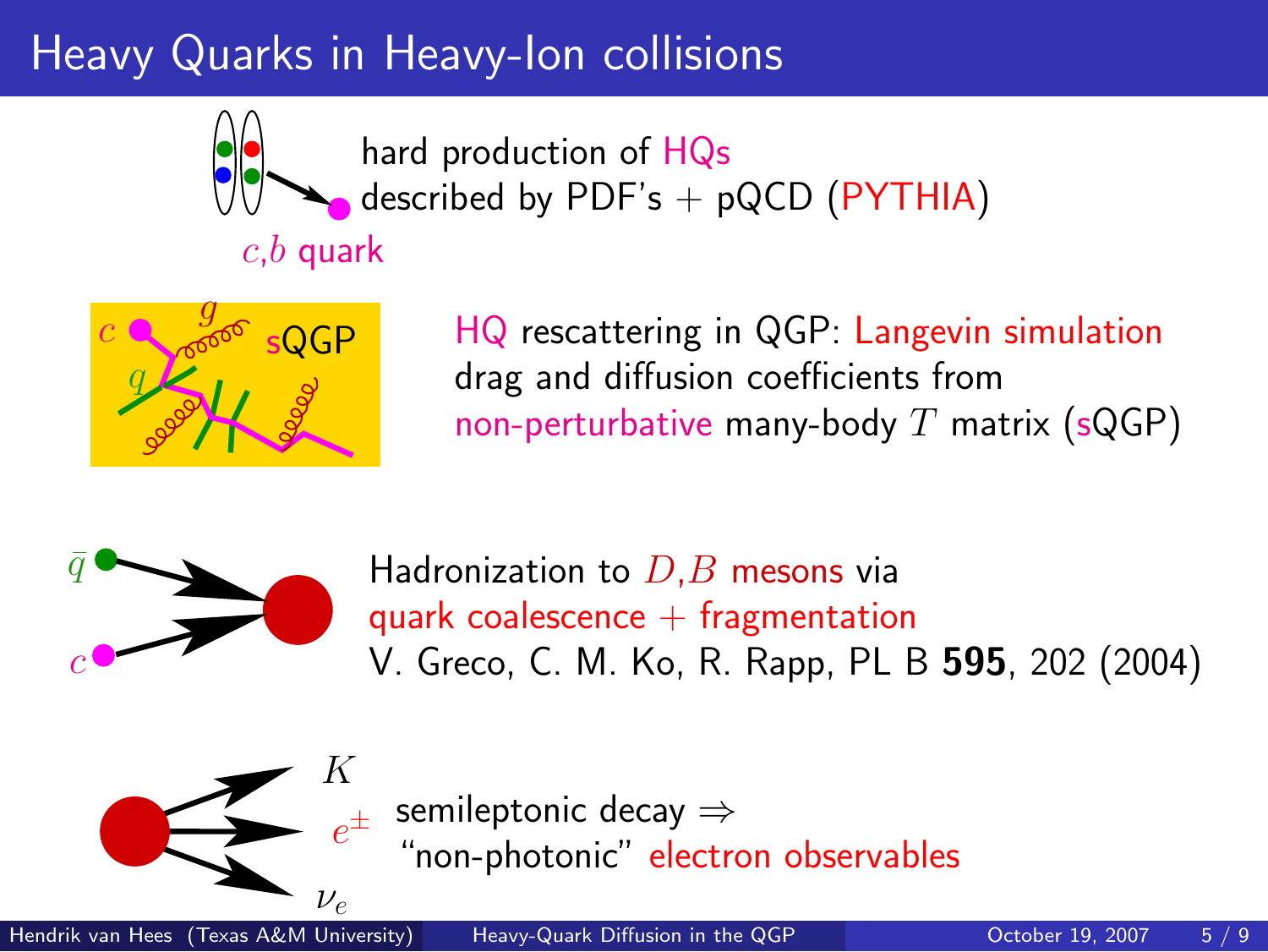# Heavy Quarks in Heavy-Ion collisions

$c$,$b$ quark

hard production of HQs
described by PDF's + pQCD (PYTHIA)

HQ rescattering in QGP: Langevin simulation
drag and diffusion coefficients from
non-perturbative many-body $T$ matrix (sQGP)

Hadronization to $D$,$B$ mesons via
quark coalescence + fragmentation
V. Greco, C. M. Ko, R. Rapp, PL B **595**, 202 (2004)

semileptonic decay ⇒
"non-photonic" electron observables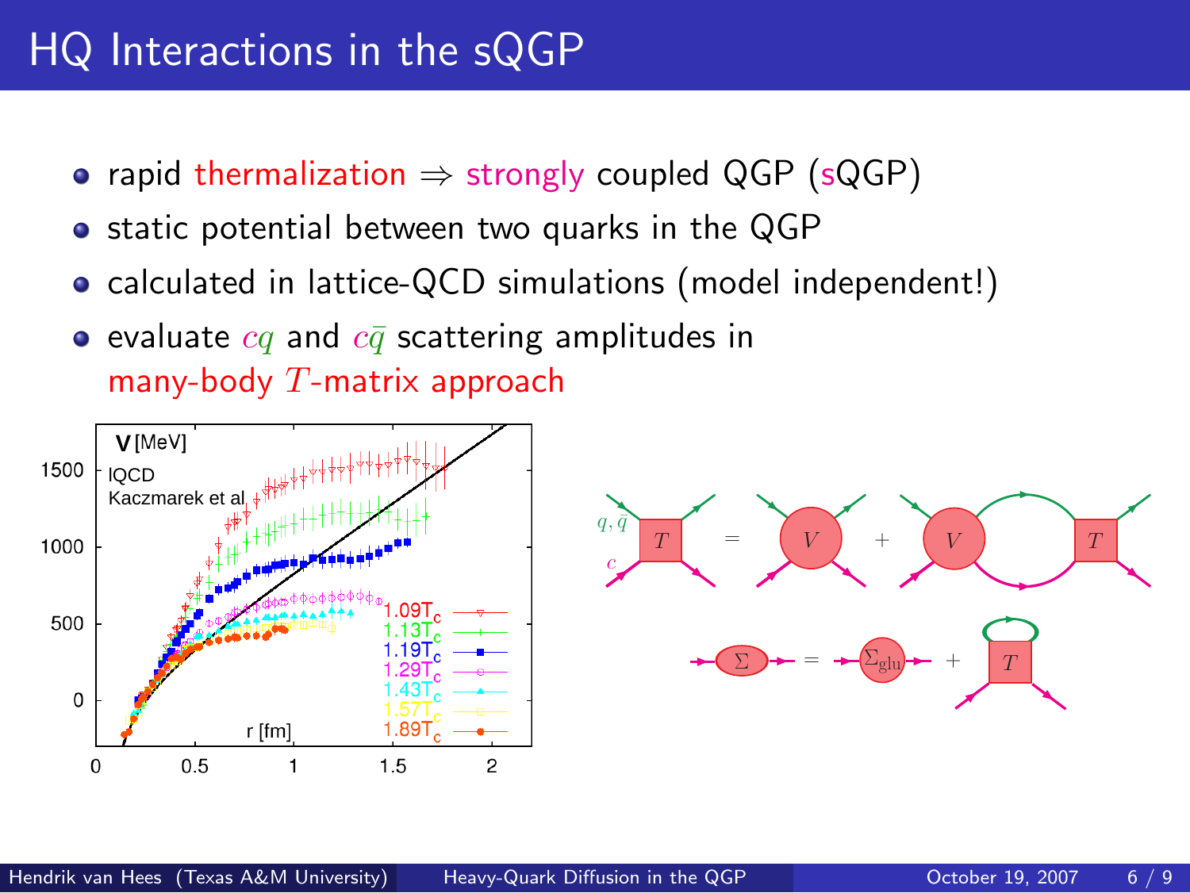# HQ Interactions in the sQGP

- rapid thermalization $\Rightarrow$ strongly coupled QGP (sQGP)
- static potential between two quarks in the QGP
- calculated in lattice-QCD simulations (model independent!)
- evaluate $cq$ and $c\bar{q}$ scattering amplitudes in many-body $T$-matrix approach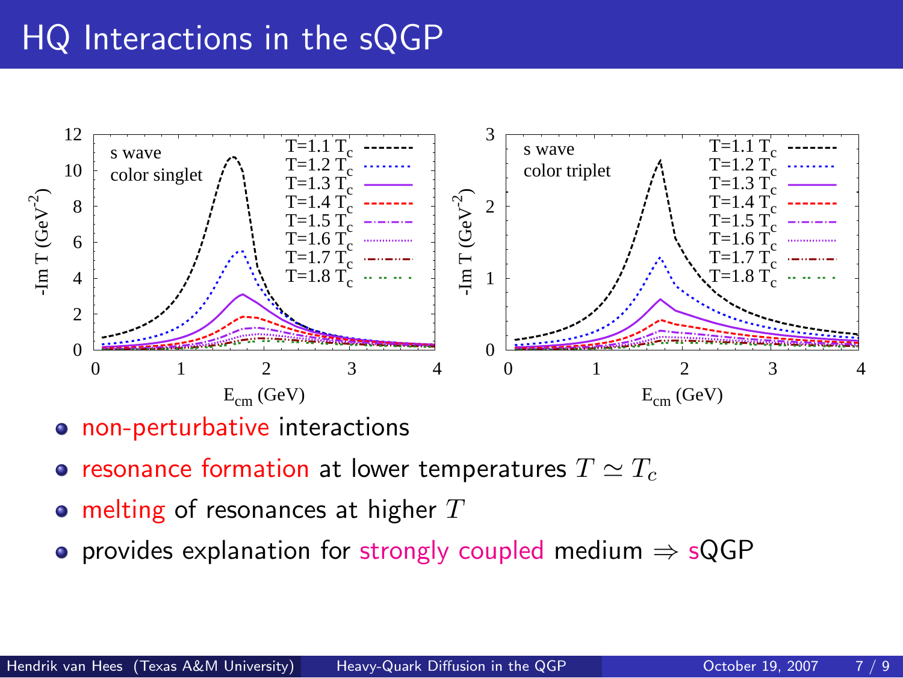# HQ Interactions in the sQGP

- non-perturbative interactions
- resonance formation at lower temperatures $T \simeq T_c$
- melting of resonances at higher $T$
- provides explanation for strongly coupled medium $\Rightarrow$ sQGP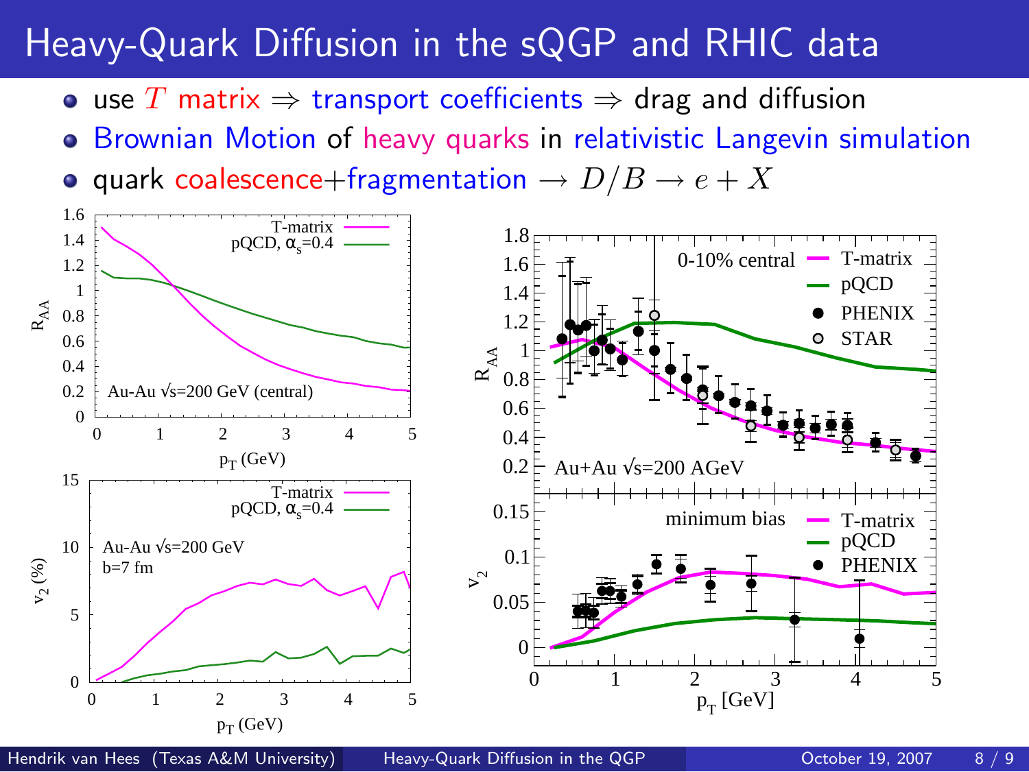# Heavy-Quark Diffusion in the sQGP and RHIC data

- use $T$ matrix $\Rightarrow$ transport coefficients $\Rightarrow$ drag and diffusion
- Brownian Motion of heavy quarks in relativistic Langevin simulation
- quark coalescence+fragmentation $\rightarrow D/B \rightarrow e + X$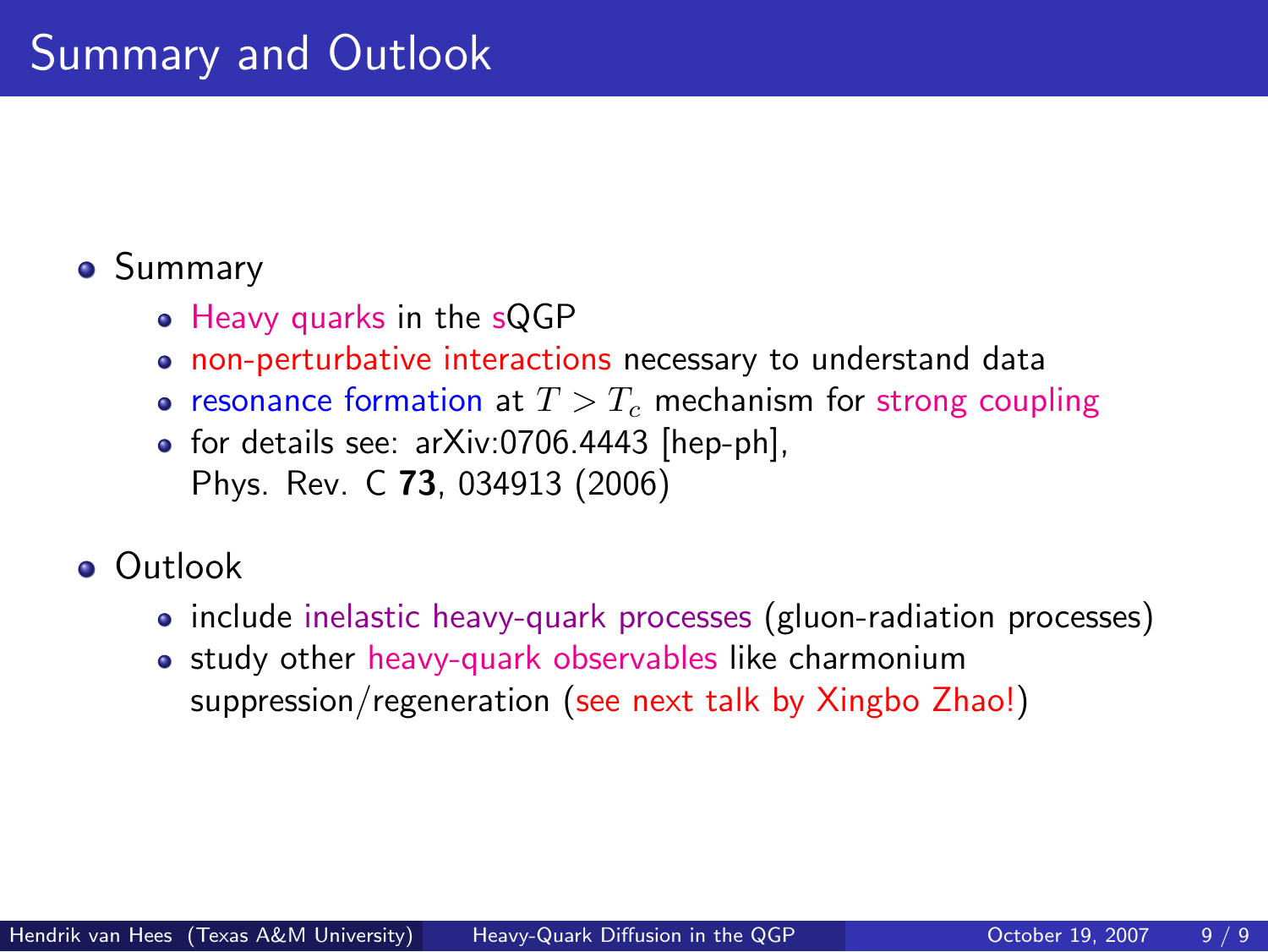# Summary and Outlook

- Summary
  - Heavy quarks in the sQGP
  - non-perturbative interactions necessary to understand data
  - resonance formation at $T > T_c$ mechanism for strong coupling
  - for details see: arXiv:0706.4443 [hep-ph], Phys. Rev. C **73**, 034913 (2006)
- Outlook
  - include inelastic heavy-quark processes (gluon-radiation processes)
  - study other heavy-quark observables like charmonium suppression/regeneration (see next talk by Xingbo Zhao!)